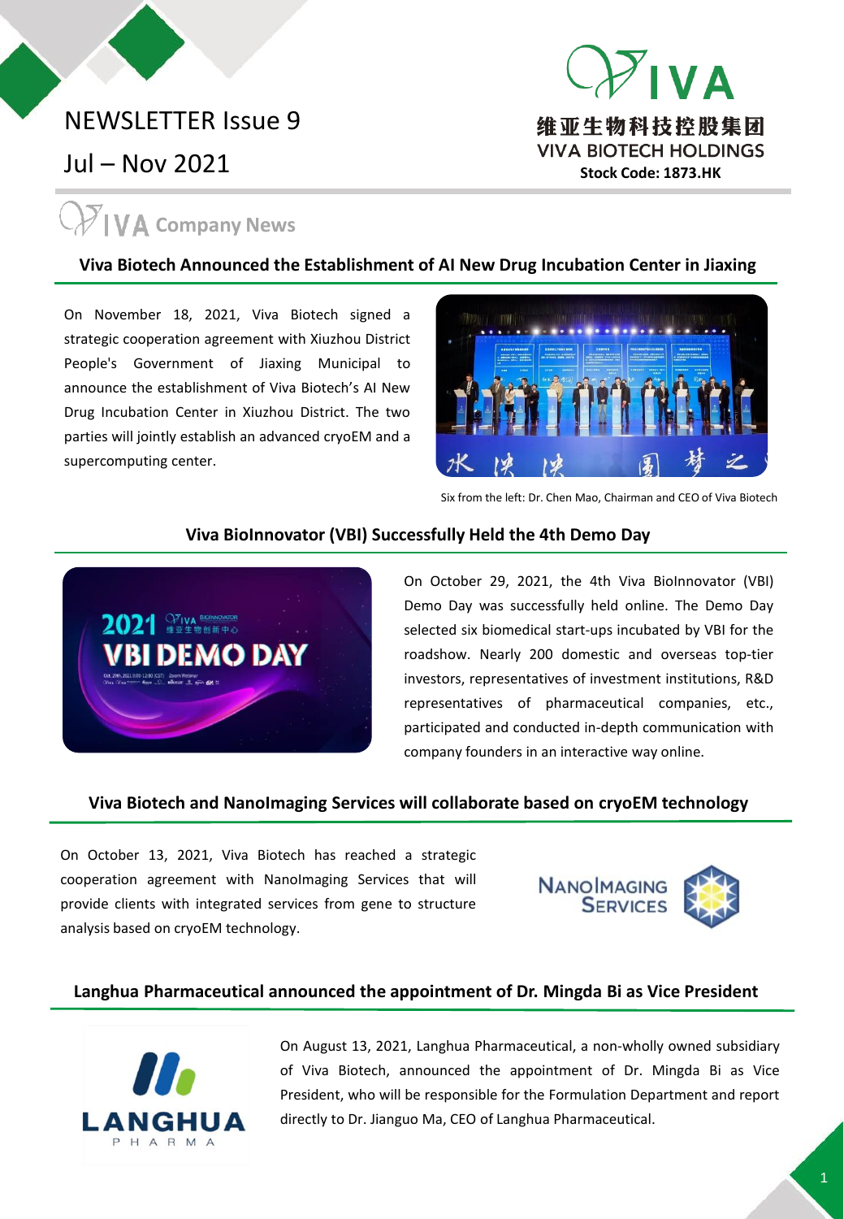# NEWSLETTER Issue 9

Jul – Nov 2021

维亚生物科技控股集团
VIVA BIOTECH HOLDINGS
**Stock Code: 1873.HK**

## VIVA Company News

### Viva Biotech Announced the Establishment of AI New Drug Incubation Center in Jiaxing

On November 18, 2021, Viva Biotech signed a strategic cooperation agreement with Xiuzhou District People's Government of Jiaxing Municipal to announce the establishment of Viva Biotech's AI New Drug Incubation Center in Xiuzhou District. The two parties will jointly establish an advanced cryoEM and a supercomputing center.

Six from the left: Dr. Chen Mao, Chairman and CEO of Viva Biotech

### Viva BioInnovator (VBI) Successfully Held the 4th Demo Day

On October 29, 2021, the 4th Viva BioInnovator (VBI) Demo Day was successfully held online. The Demo Day selected six biomedical start-ups incubated by VBI for the roadshow. Nearly 200 domestic and overseas top-tier investors, representatives of investment institutions, R&D representatives of pharmaceutical companies, etc., participated and conducted in-depth communication with company founders in an interactive way online.

### Viva Biotech and NanoImaging Services will collaborate based on cryoEM technology

On October 13, 2021, Viva Biotech has reached a strategic cooperation agreement with NanoImaging Services that will provide clients with integrated services from gene to structure analysis based on cryoEM technology.

### Langhua Pharmaceutical announced the appointment of Dr. Mingda Bi as Vice President

On August 13, 2021, Langhua Pharmaceutical, a non-wholly owned subsidiary of Viva Biotech, announced the appointment of Dr. Mingda Bi as Vice President, who will be responsible for the Formulation Department and report directly to Dr. Jianguo Ma, CEO of Langhua Pharmaceutical.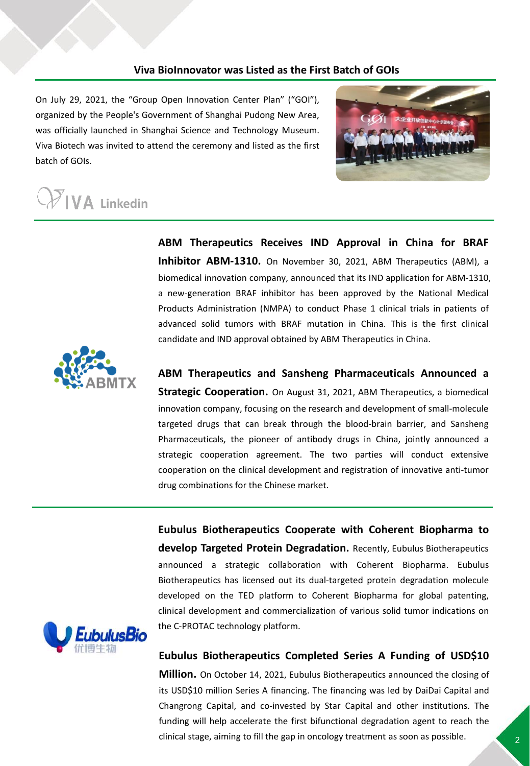## Viva BioInnovator was Listed as the First Batch of GOIs

On July 29, 2021, the "Group Open Innovation Center Plan" ("GOI"), organized by the People's Government of Shanghai Pudong New Area, was officially launched in Shanghai Science and Technology Museum. Viva Biotech was invited to attend the ceremony and listed as the first batch of GOIs.

## VIVA Linkedin

**ABM Therapeutics Receives IND Approval in China for BRAF Inhibitor ABM-1310.** On November 30, 2021, ABM Therapeutics (ABM), a biomedical innovation company, announced that its IND application for ABM-1310, a new-generation BRAF inhibitor has been approved by the National Medical Products Administration (NMPA) to conduct Phase 1 clinical trials in patients of advanced solid tumors with BRAF mutation in China. This is the first clinical candidate and IND approval obtained by ABM Therapeutics in China.

**ABM Therapeutics and Sansheng Pharmaceuticals Announced a Strategic Cooperation.** On August 31, 2021, ABM Therapeutics, a biomedical innovation company, focusing on the research and development of small-molecule targeted drugs that can break through the blood-brain barrier, and Sansheng Pharmaceuticals, the pioneer of antibody drugs in China, jointly announced a strategic cooperation agreement. The two parties will conduct extensive cooperation on the clinical development and registration of innovative anti-tumor drug combinations for the Chinese market.

**Eubulus Biotherapeutics Cooperate with Coherent Biopharma to develop Targeted Protein Degradation.** Recently, Eubulus Biotherapeutics announced a strategic collaboration with Coherent Biopharma. Eubulus Biotherapeutics has licensed out its dual-targeted protein degradation molecule developed on the TED platform to Coherent Biopharma for global patenting, clinical development and commercialization of various solid tumor indications on the C-PROTAC technology platform.

**Eubulus Biotherapeutics Completed Series A Funding of USD$10 Million.** On October 14, 2021, Eubulus Biotherapeutics announced the closing of its USD$10 million Series A financing. The financing was led by DaiDai Capital and Changrong Capital, and co-invested by Star Capital and other institutions. The funding will help accelerate the first bifunctional degradation agent to reach the clinical stage, aiming to fill the gap in oncology treatment as soon as possible.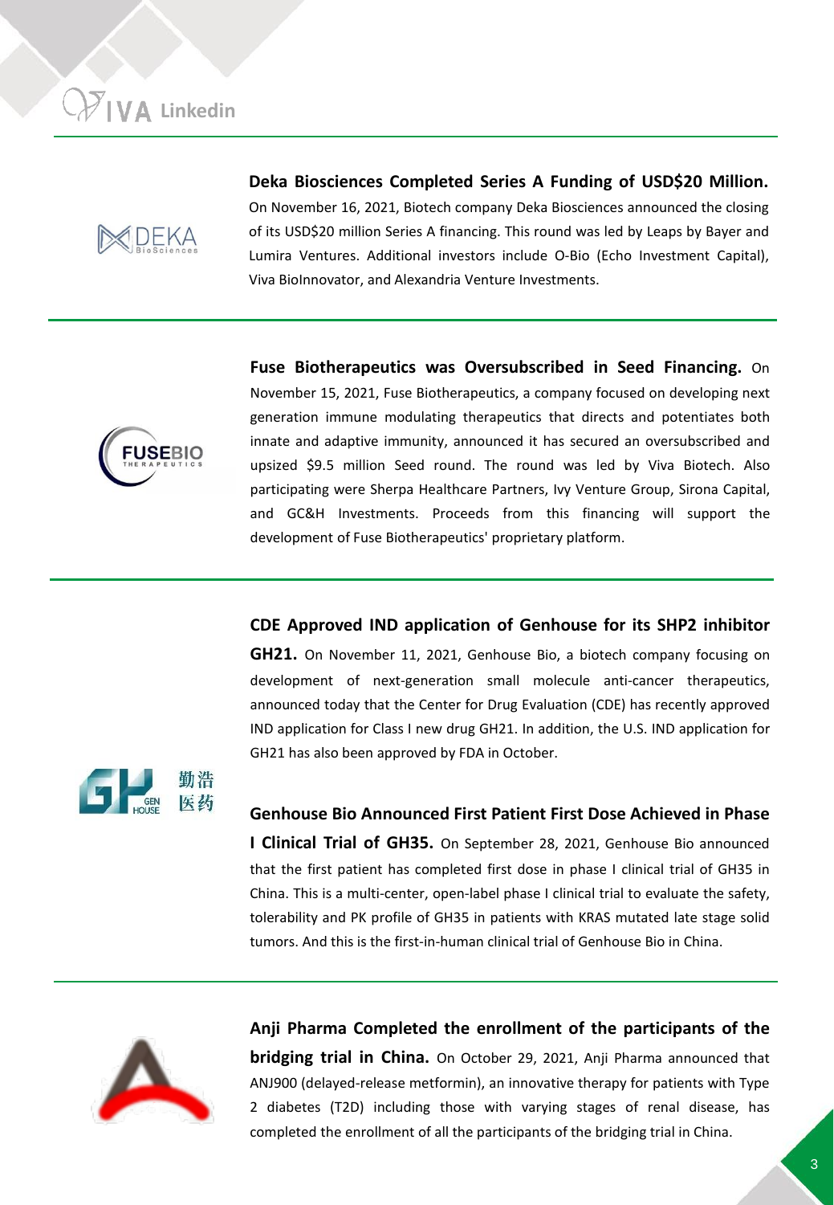**Deka Biosciences Completed Series A Funding of USD$20 Million.** On November 16, 2021, Biotech company Deka Biosciences announced the closing of its USD$20 million Series A financing. This round was led by Leaps by Bayer and Lumira Ventures. Additional investors include O-Bio (Echo Investment Capital), Viva BioInnovator, and Alexandria Venture Investments.

---

**Fuse Biotherapeutics was Oversubscribed in Seed Financing.** On November 15, 2021, Fuse Biotherapeutics, a company focused on developing next generation immune modulating therapeutics that directs and potentiates both innate and adaptive immunity, announced it has secured an oversubscribed and upsized $9.5 million Seed round. The round was led by Viva Biotech. Also participating were Sherpa Healthcare Partners, Ivy Venture Group, Sirona Capital, and GC&H Investments. Proceeds from this financing will support the development of Fuse Biotherapeutics' proprietary platform.

---

**CDE Approved IND application of Genhouse for its SHP2 inhibitor GH21.** On November 11, 2021, Genhouse Bio, a biotech company focusing on development of next-generation small molecule anti-cancer therapeutics, announced today that the Center for Drug Evaluation (CDE) has recently approved IND application for Class I new drug GH21. In addition, the U.S. IND application for GH21 has also been approved by FDA in October.

**Genhouse Bio Announced First Patient First Dose Achieved in Phase I Clinical Trial of GH35.** On September 28, 2021, Genhouse Bio announced that the first patient has completed first dose in phase I clinical trial of GH35 in China. This is a multi-center, open-label phase I clinical trial to evaluate the safety, tolerability and PK profile of GH35 in patients with KRAS mutated late stage solid tumors. And this is the first-in-human clinical trial of Genhouse Bio in China.

---

**Anji Pharma Completed the enrollment of the participants of the bridging trial in China.** On October 29, 2021, Anji Pharma announced that ANJ900 (delayed-release metformin), an innovative therapy for patients with Type 2 diabetes (T2D) including those with varying stages of renal disease, has completed the enrollment of all the participants of the bridging trial in China.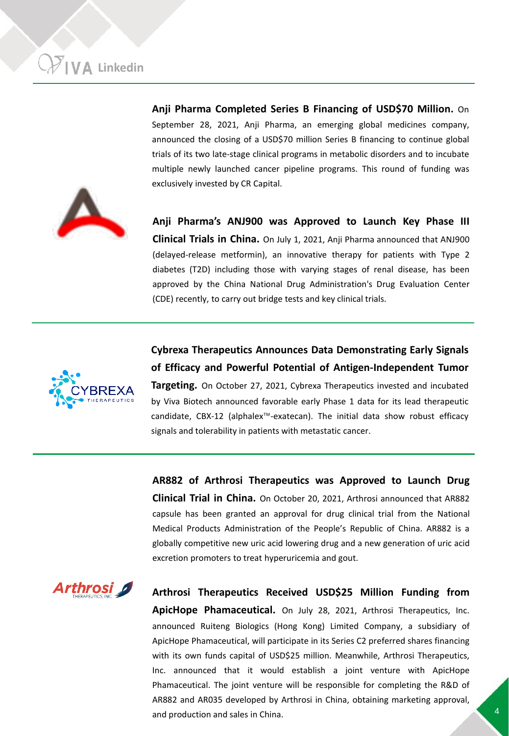**Anji Pharma Completed Series B Financing of USD$70 Million.** On September 28, 2021, Anji Pharma, an emerging global medicines company, announced the closing of a USD$70 million Series B financing to continue global trials of its two late-stage clinical programs in metabolic disorders and to incubate multiple newly launched cancer pipeline programs. This round of funding was exclusively invested by CR Capital.

**Anji Pharma's ANJ900 was Approved to Launch Key Phase III Clinical Trials in China.** On July 1, 2021, Anji Pharma announced that ANJ900 (delayed-release metformin), an innovative therapy for patients with Type 2 diabetes (T2D) including those with varying stages of renal disease, has been approved by the China National Drug Administration's Drug Evaluation Center (CDE) recently, to carry out bridge tests and key clinical trials.

---

**Cybrexa Therapeutics Announces Data Demonstrating Early Signals of Efficacy and Powerful Potential of Antigen-Independent Tumor Targeting.** On October 27, 2021, Cybrexa Therapeutics invested and incubated by Viva Biotech announced favorable early Phase 1 data for its lead therapeutic candidate, CBX-12 (alphalex™-exatecan). The initial data show robust efficacy signals and tolerability in patients with metastatic cancer.

---

**AR882 of Arthrosi Therapeutics was Approved to Launch Drug Clinical Trial in China.** On October 20, 2021, Arthrosi announced that AR882 capsule has been granted an approval for drug clinical trial from the National Medical Products Administration of the People's Republic of China. AR882 is a globally competitive new uric acid lowering drug and a new generation of uric acid excretion promoters to treat hyperuricemia and gout.

**Arthrosi Therapeutics Received USD$25 Million Funding from ApicHope Phamaceutical.** On July 28, 2021, Arthrosi Therapeutics, Inc. announced Ruiteng Biologics (Hong Kong) Limited Company, a subsidiary of ApicHope Phamaceutical, will participate in its Series C2 preferred shares financing with its own funds capital of USD$25 million. Meanwhile, Arthrosi Therapeutics, Inc. announced that it would establish a joint venture with ApicHope Phamaceutical. The joint venture will be responsible for completing the R&D of AR882 and AR035 developed by Arthrosi in China, obtaining marketing approval, and production and sales in China.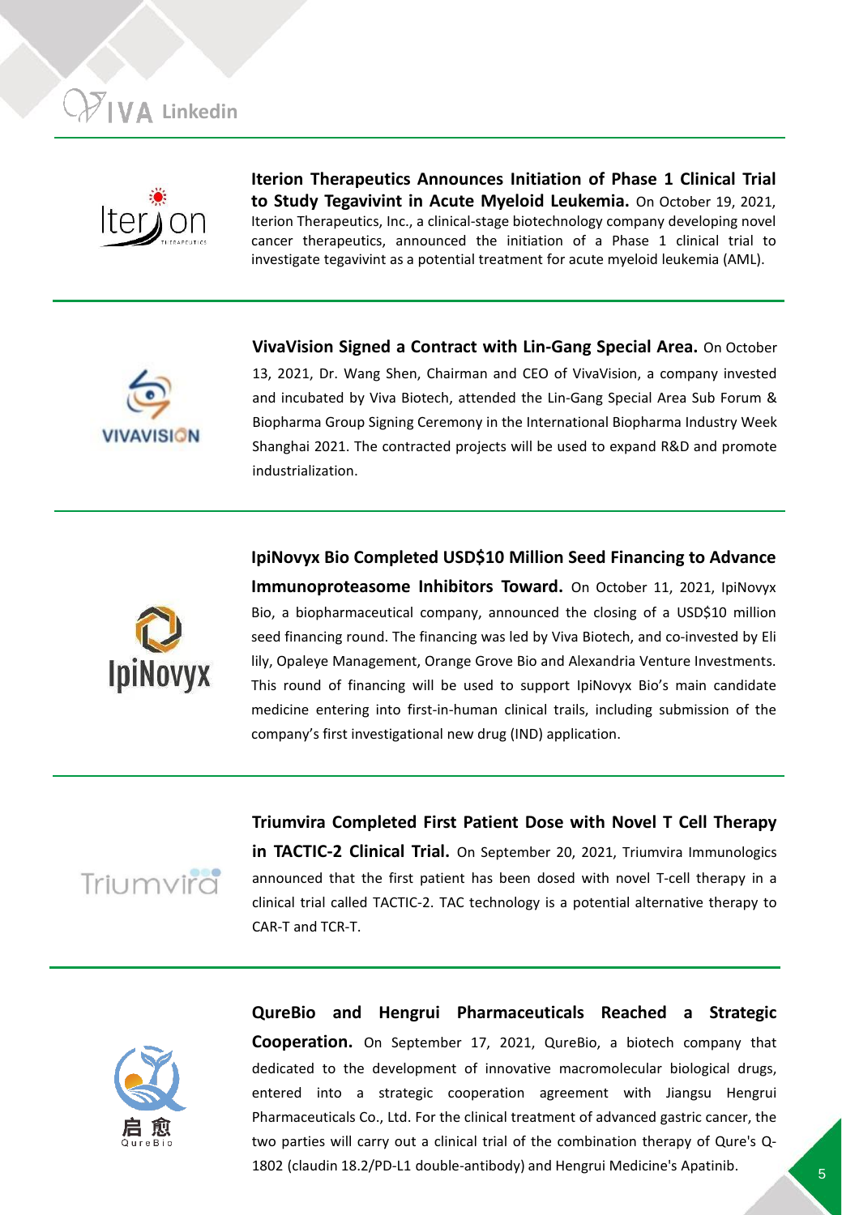**Iterion Therapeutics Announces Initiation of Phase 1 Clinical Trial to Study Tegavivint in Acute Myeloid Leukemia.** On October 19, 2021, Iterion Therapeutics, Inc., a clinical-stage biotechnology company developing novel cancer therapeutics, announced the initiation of a Phase 1 clinical trial to investigate tegavivint as a potential treatment for acute myeloid leukemia (AML).

---

**VivaVision Signed a Contract with Lin-Gang Special Area.** On October 13, 2021, Dr. Wang Shen, Chairman and CEO of VivaVision, a company invested and incubated by Viva Biotech, attended the Lin-Gang Special Area Sub Forum & Biopharma Group Signing Ceremony in the International Biopharma Industry Week Shanghai 2021. The contracted projects will be used to expand R&D and promote industrialization.

---

**IpiNovyx Bio Completed USD$10 Million Seed Financing to Advance Immunoproteasome Inhibitors Toward.** On October 11, 2021, IpiNovyx Bio, a biopharmaceutical company, announced the closing of a USD$10 million seed financing round. The financing was led by Viva Biotech, and co-invested by Eli lily, Opaleye Management, Orange Grove Bio and Alexandria Venture Investments. This round of financing will be used to support IpiNovyx Bio's main candidate medicine entering into first-in-human clinical trails, including submission of the company's first investigational new drug (IND) application.

---

**Triumvira Completed First Patient Dose with Novel T Cell Therapy in TACTIC-2 Clinical Trial.** On September 20, 2021, Triumvira Immunologics announced that the first patient has been dosed with novel T-cell therapy in a clinical trial called TACTIC-2. TAC technology is a potential alternative therapy to CAR-T and TCR-T.

---

**QureBio and Hengrui Pharmaceuticals Reached a Strategic Cooperation.** On September 17, 2021, QureBio, a biotech company that dedicated to the development of innovative macromolecular biological drugs, entered into a strategic cooperation agreement with Jiangsu Hengrui Pharmaceuticals Co., Ltd. For the clinical treatment of advanced gastric cancer, the two parties will carry out a clinical trial of the combination therapy of Qure's Q-1802 (claudin 18.2/PD-L1 double-antibody) and Hengrui Medicine's Apatinib.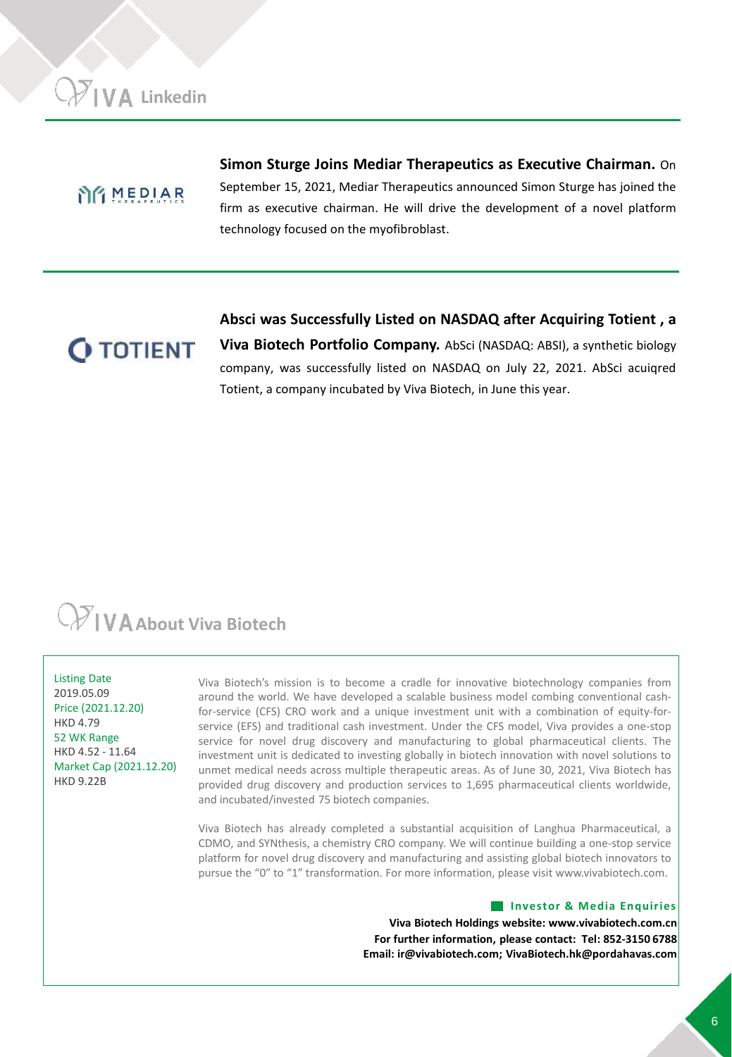## VIVA Linkedin

MEDIAR THERAPEUTICS

**Simon Sturge Joins Mediar Therapeutics as Executive Chairman.** On September 15, 2021, Mediar Therapeutics announced Simon Sturge has joined the firm as executive chairman. He will drive the development of a novel platform technology focused on the myofibroblast.

TOTIENT

**Absci was Successfully Listed on NASDAQ after Acquiring Totient , a Viva Biotech Portfolio Company.** AbSci (NASDAQ: ABSI), a synthetic biology company, was successfully listed on NASDAQ on July 22, 2021. AbSci acuiqred Totient, a company incubated by Viva Biotech, in June this year.

## VIVA About Viva Biotech

Listing Date
2019.05.09
Price (2021.12.20)
HKD 4.79
52 WK Range
HKD 4.52 - 11.64
Market Cap (2021.12.20)
HKD 9.22B

Viva Biotech's mission is to become a cradle for innovative biotechnology companies from around the world. We have developed a scalable business model combing conventional cash-for-service (CFS) CRO work and a unique investment unit with a combination of equity-for-service (EFS) and traditional cash investment. Under the CFS model, Viva provides a one-stop service for novel drug discovery and manufacturing to global pharmaceutical clients. The investment unit is dedicated to investing globally in biotech innovation with novel solutions to unmet medical needs across multiple therapeutic areas. As of June 30, 2021, Viva Biotech has provided drug discovery and production services to 1,695 pharmaceutical clients worldwide, and incubated/invested 75 biotech companies.

Viva Biotech has already completed a substantial acquisition of Langhua Pharmaceutical, a CDMO, and SYNthesis, a chemistry CRO company. We will continue building a one-stop service platform for novel drug discovery and manufacturing and assisting global biotech innovators to pursue the "0" to "1" transformation. For more information, please visit www.vivabiotech.com.

**Investor & Media Enquiries**

**Viva Biotech Holdings website: www.vivabiotech.com.cn**
**For further information, please contact: Tel: 852-3150 6788**
**Email: ir@vivabiotech.com; VivaBiotech.hk@pordahavas.com**